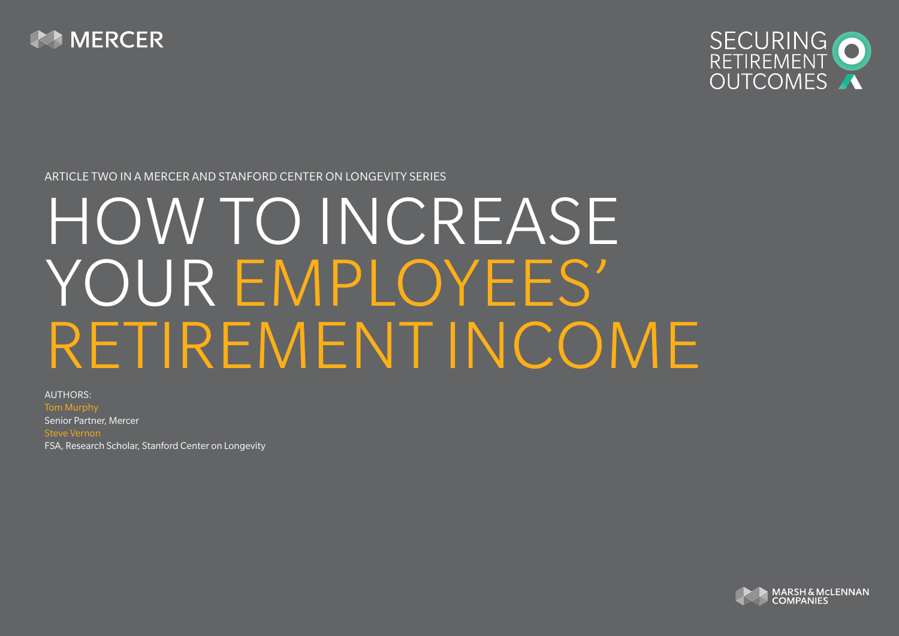MERCER

SECURING RETIREMENT OUTCOMES

ARTICLE TWO IN A MERCER AND STANFORD CENTER ON LONGEVITY SERIES

# HOW TO INCREASE YOUR EMPLOYEES' RETIREMENT INCOME

AUTHORS:

Tom Murphy
Senior Partner, Mercer

Steve Vernon
FSA, Research Scholar, Stanford Center on Longevity

MARSH & McLENNAN COMPANIES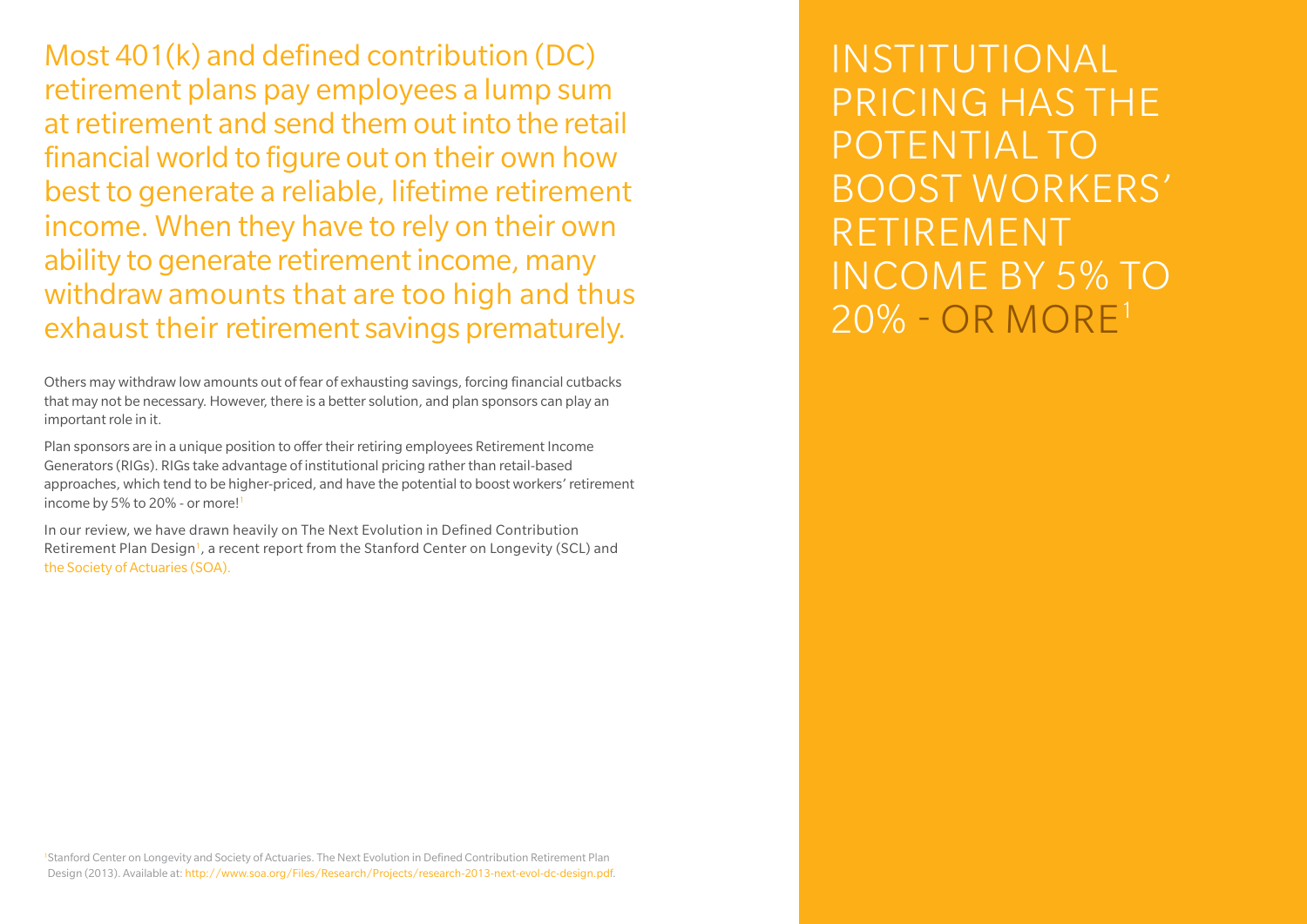Most 401(k) and defined contribution (DC) retirement plans pay employees a lump sum at retirement and send them out into the retail financial world to figure out on their own how best to generate a reliable, lifetime retirement income. When they have to rely on their own ability to generate retirement income, many withdraw amounts that are too high and thus exhaust their retirement savings prematurely.

Others may withdraw low amounts out of fear of exhausting savings, forcing financial cutbacks that may not be necessary. However, there is a better solution, and plan sponsors can play an important role in it.

Plan sponsors are in a unique position to offer their retiring employees Retirement Income Generators (RIGs). RIGs take advantage of institutional pricing rather than retail-based approaches, which tend to be higher-priced, and have the potential to boost workers' retirement income by 5% to 20% - or more![1]

In our review, we have drawn heavily on The Next Evolution in Defined Contribution Retirement Plan Design[1], a recent report from the Stanford Center on Longevity (SCL) and the Society of Actuaries (SOA).

## INSTITUTIONAL PRICING HAS THE POTENTIAL TO BOOST WORKERS' RETIREMENT INCOME BY 5% TO 20% - OR MORE[1]

[1] Stanford Center on Longevity and Society of Actuaries. The Next Evolution in Defined Contribution Retirement Plan Design (2013). Available at: http://www.soa.org/Files/Research/Projects/research-2013-next-evol-dc-design.pdf.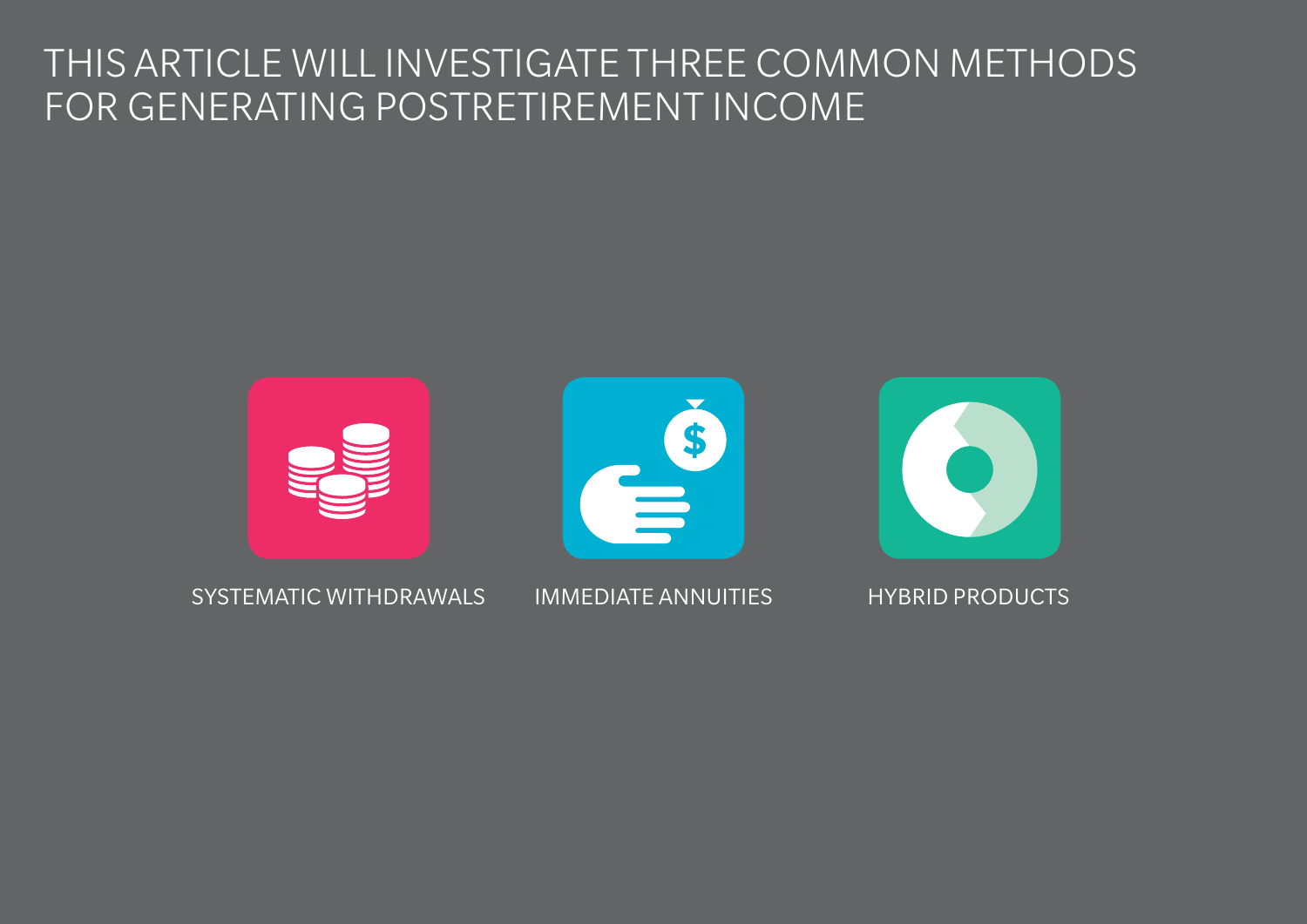# THIS ARTICLE WILL INVESTIGATE THREE COMMON METHODS FOR GENERATING POSTRETIREMENT INCOME

SYSTEMATIC WITHDRAWALS

IMMEDIATE ANNUITIES

HYBRID PRODUCTS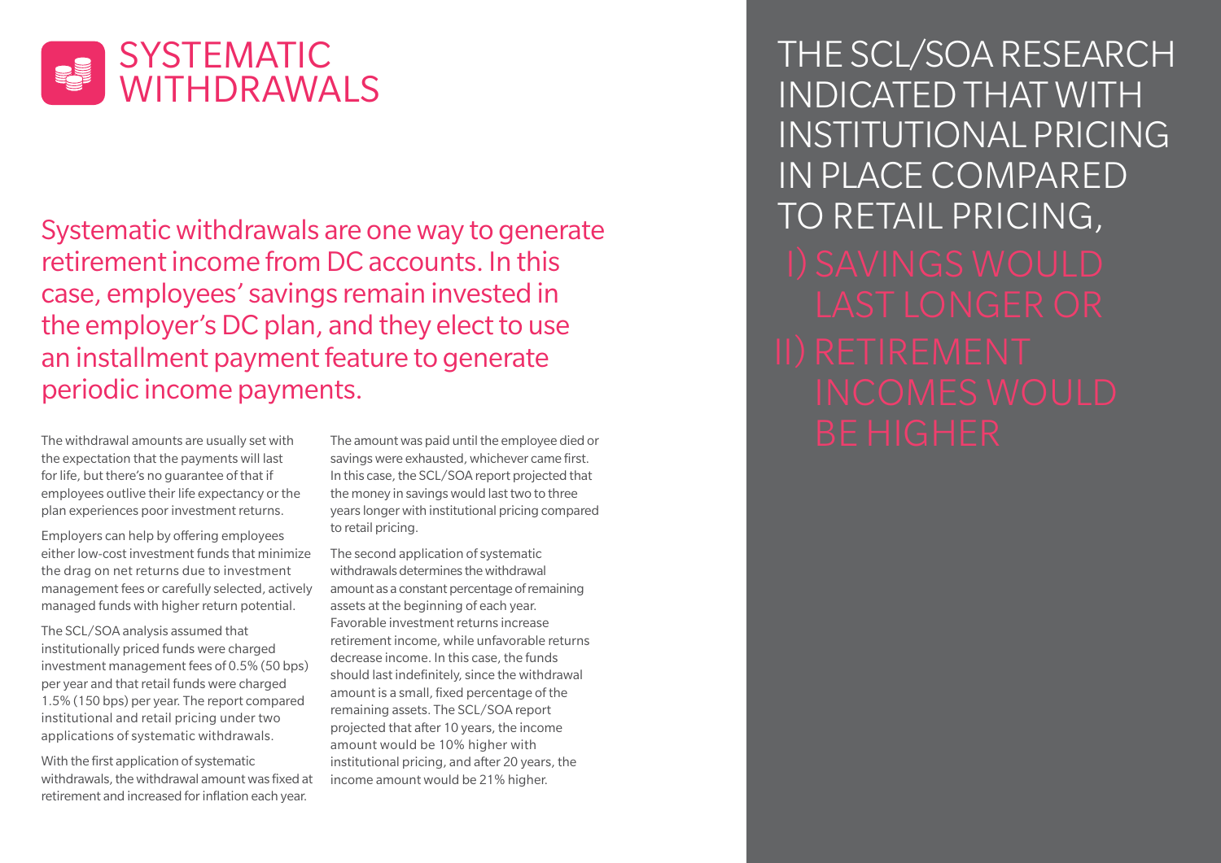# SYSTEMATIC WITHDRAWALS

## Systematic withdrawals are one way to generate retirement income from DC accounts. In this case, employees' savings remain invested in the employer's DC plan, and they elect to use an installment payment feature to generate periodic income payments.

The withdrawal amounts are usually set with the expectation that the payments will last for life, but there's no guarantee of that if employees outlive their life expectancy or the plan experiences poor investment returns.

Employers can help by offering employees either low-cost investment funds that minimize the drag on net returns due to investment management fees or carefully selected, actively managed funds with higher return potential.

The SCL/SOA analysis assumed that institutionally priced funds were charged investment management fees of 0.5% (50 bps) per year and that retail funds were charged 1.5% (150 bps) per year. The report compared institutional and retail pricing under two applications of systematic withdrawals.

With the first application of systematic withdrawals, the withdrawal amount was fixed at retirement and increased for inflation each year. The amount was paid until the employee died or savings were exhausted, whichever came first. In this case, the SCL/SOA report projected that the money in savings would last two to three years longer with institutional pricing compared to retail pricing.

The second application of systematic withdrawals determines the withdrawal amount as a constant percentage of remaining assets at the beginning of each year. Favorable investment returns increase retirement income, while unfavorable returns decrease income. In this case, the funds should last indefinitely, since the withdrawal amount is a small, fixed percentage of the remaining assets. The SCL/SOA report projected that after 10 years, the income amount would be 10% higher with institutional pricing, and after 20 years, the income amount would be 21% higher.

THE SCL/SOA RESEARCH INDICATED THAT WITH INSTITUTIONAL PRICING IN PLACE COMPARED TO RETAIL PRICING,

I) SAVINGS WOULD LAST LONGER OR

II) RETIREMENT INCOMES WOULD BE HIGHER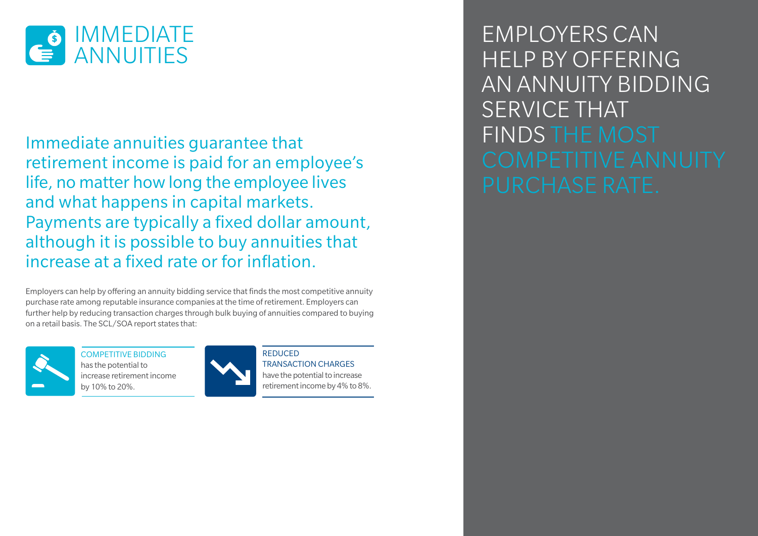# IMMEDIATE ANNUITIES

Immediate annuities guarantee that retirement income is paid for an employee's life, no matter how long the employee lives and what happens in capital markets. Payments are typically a fixed dollar amount, although it is possible to buy annuities that increase at a fixed rate or for inflation.

Employers can help by offering an annuity bidding service that finds the most competitive annuity purchase rate among reputable insurance companies at the time of retirement. Employers can further help by reducing transaction charges through bulk buying of annuities compared to buying on a retail basis. The SCL/SOA report states that:

COMPETITIVE BIDDING has the potential to increase retirement income by 10% to 20%.

REDUCED TRANSACTION CHARGES have the potential to increase retirement income by 4% to 8%.

EMPLOYERS CAN HELP BY OFFERING AN ANNUITY BIDDING SERVICE THAT FINDS THE MOST COMPETITIVE ANNUITY PURCHASE RATE.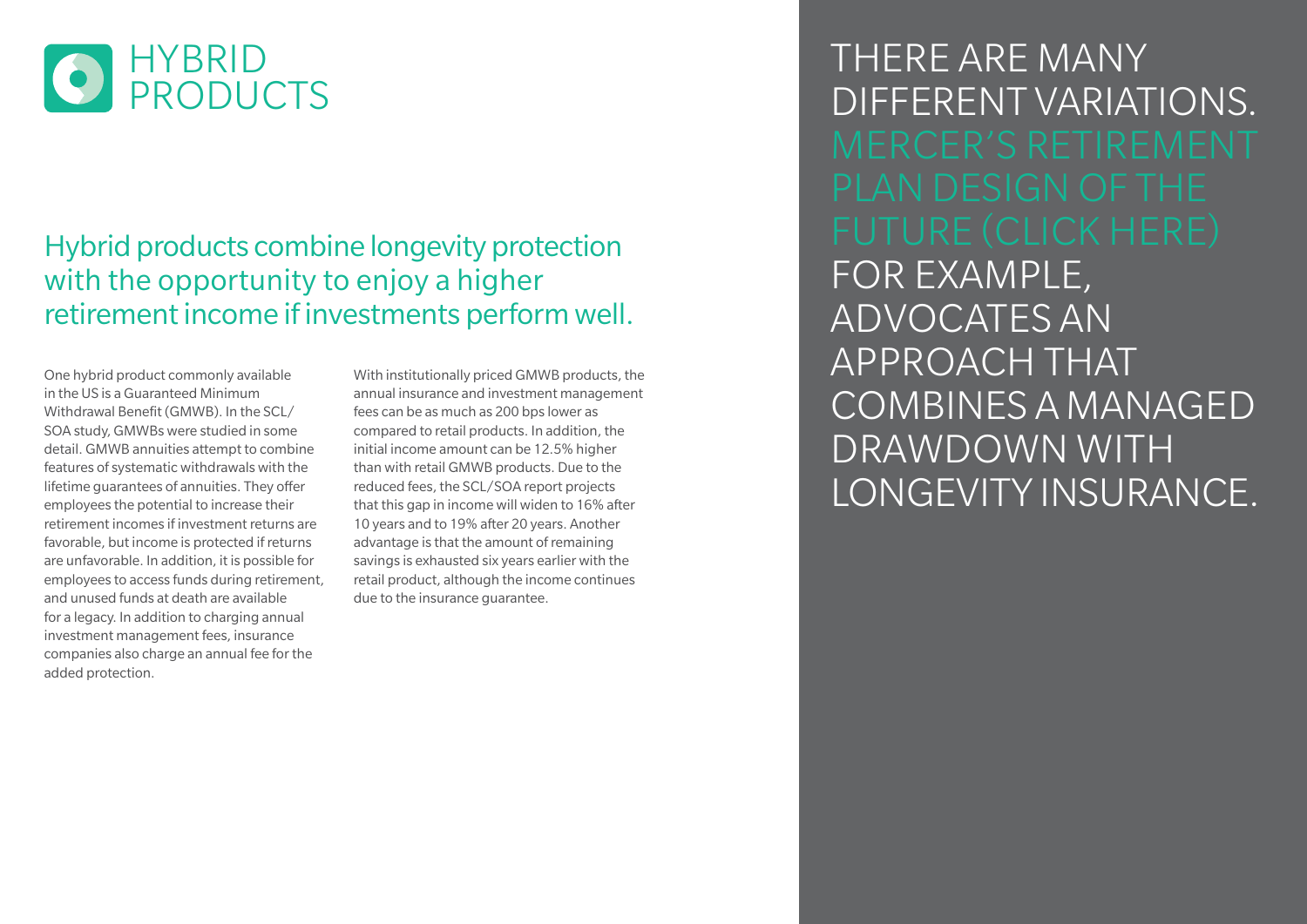# HYBRID PRODUCTS

## Hybrid products combine longevity protection with the opportunity to enjoy a higher retirement income if investments perform well.

One hybrid product commonly available in the US is a Guaranteed Minimum Withdrawal Benefit (GMWB). In the SCL/SOA study, GMWBs were studied in some detail. GMWB annuities attempt to combine features of systematic withdrawals with the lifetime guarantees of annuities. They offer employees the potential to increase their retirement incomes if investment returns are favorable, but income is protected if returns are unfavorable. In addition, it is possible for employees to access funds during retirement, and unused funds at death are available for a legacy. In addition to charging annual investment management fees, insurance companies also charge an annual fee for the added protection.

With institutionally priced GMWB products, the annual insurance and investment management fees can be as much as 200 bps lower as compared to retail products. In addition, the initial income amount can be 12.5% higher than with retail GMWB products. Due to the reduced fees, the SCL/SOA report projects that this gap in income will widen to 16% after 10 years and to 19% after 20 years. Another advantage is that the amount of remaining savings is exhausted six years earlier with the retail product, although the income continues due to the insurance guarantee.

THERE ARE MANY DIFFERENT VARIATIONS. MERCER'S RETIREMENT PLAN DESIGN OF THE FUTURE (CLICK HERE) FOR EXAMPLE, ADVOCATES AN APPROACH THAT COMBINES A MANAGED DRAWDOWN WITH LONGEVITY INSURANCE.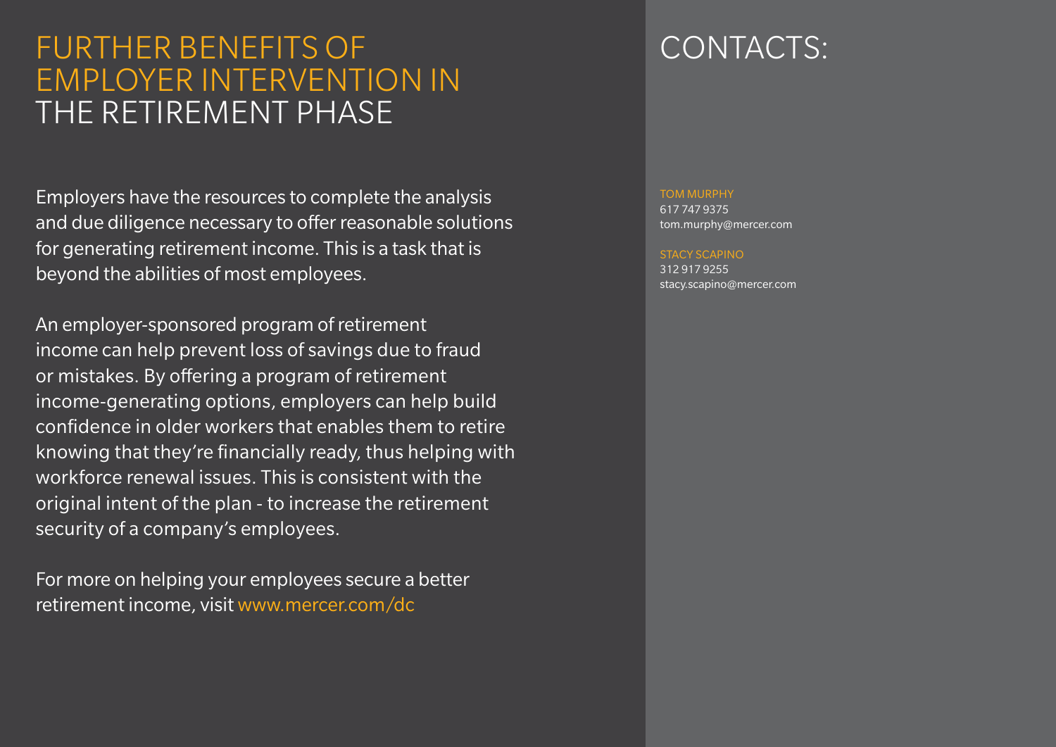# FURTHER BENEFITS OF EMPLOYER INTERVENTION IN THE RETIREMENT PHASE

Employers have the resources to complete the analysis and due diligence necessary to offer reasonable solutions for generating retirement income. This is a task that is beyond the abilities of most employees.

An employer-sponsored program of retirement income can help prevent loss of savings due to fraud or mistakes. By offering a program of retirement income-generating options, employers can help build confidence in older workers that enables them to retire knowing that they're financially ready, thus helping with workforce renewal issues. This is consistent with the original intent of the plan - to increase the retirement security of a company's employees.

For more on helping your employees secure a better retirement income, visit www.mercer.com/dc

# CONTACTS:

TOM MURPHY
617 747 9375
tom.murphy@mercer.com

STACY SCAPINO
312 917 9255
stacy.scapino@mercer.com